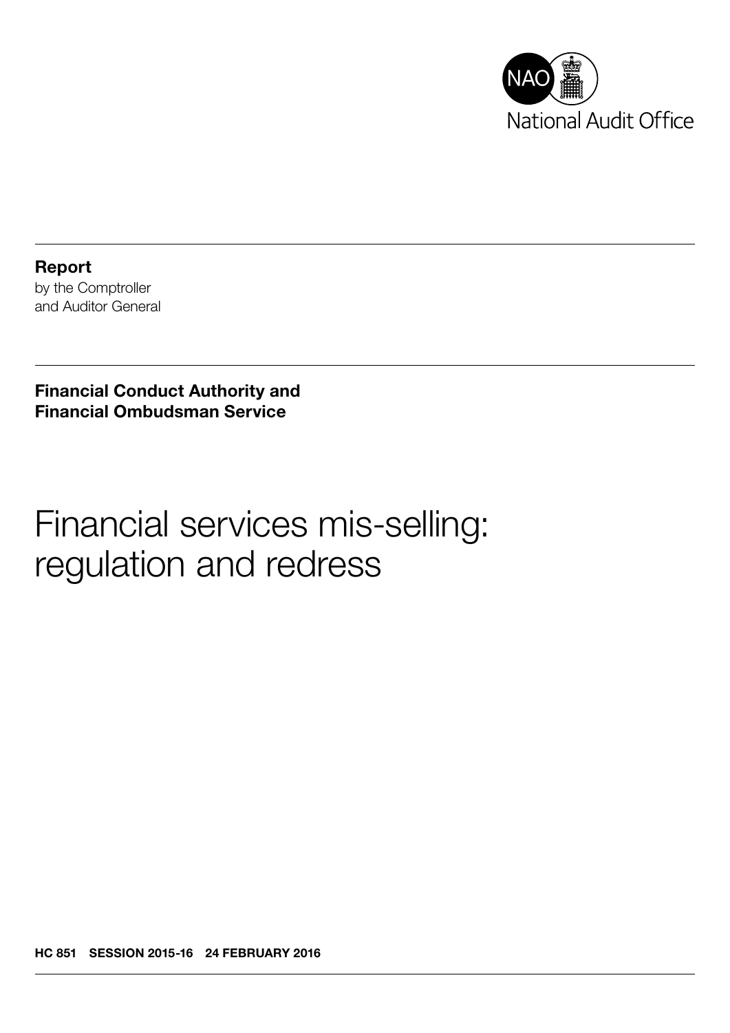NAO National Audit Office

**Report**
by the Comptroller
and Auditor General

**Financial Conduct Authority and**
**Financial Ombudsman Service**

# Financial services mis-selling: regulation and redress

**HC 851 SESSION 2015-16 24 FEBRUARY 2016**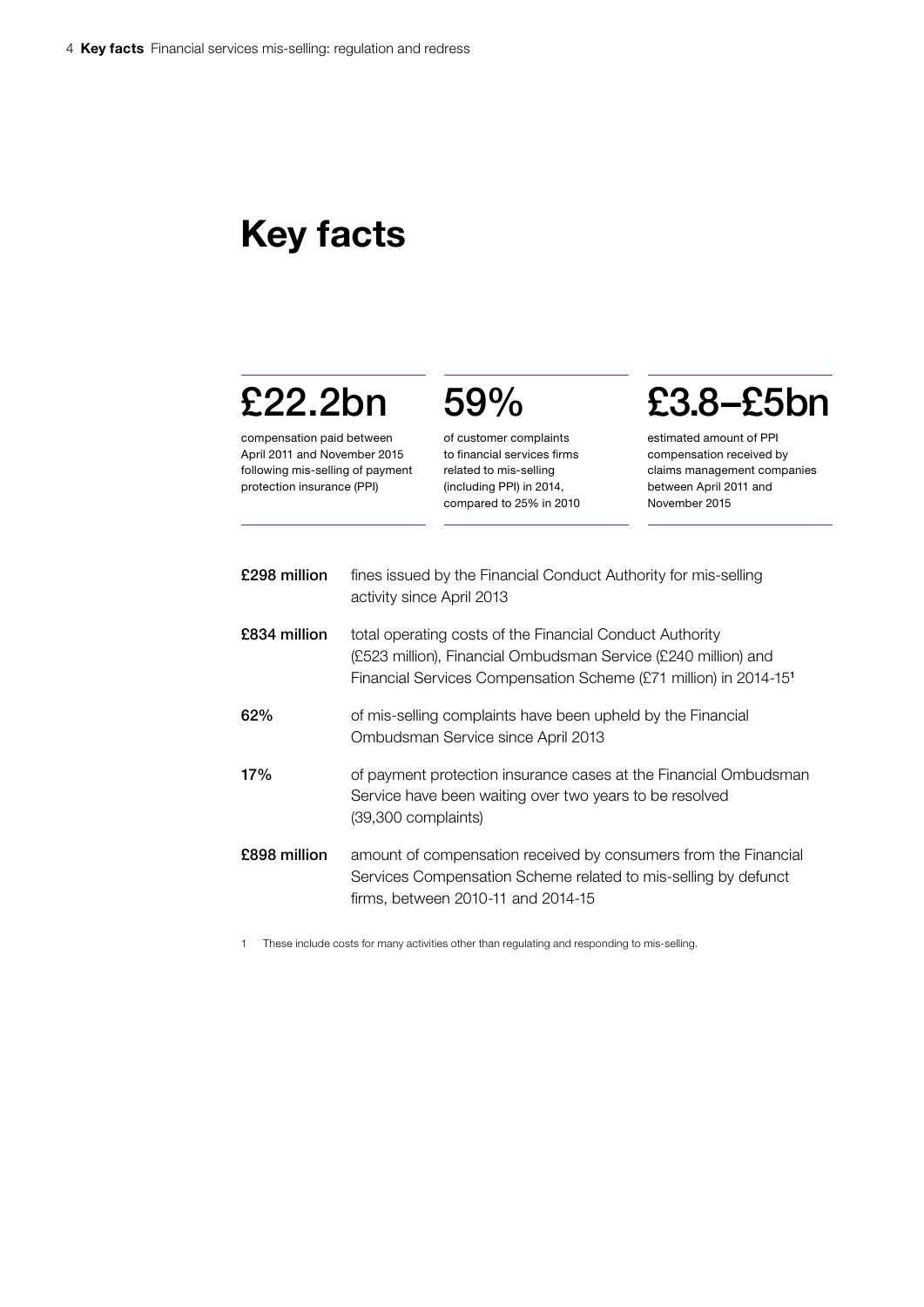# Key facts

**£22.2bn**

compensation paid between April 2011 and November 2015 following mis-selling of payment protection insurance (PPI)

**59%**

of customer complaints to financial services firms related to mis-selling (including PPI) in 2014, compared to 25% in 2010

**£3.8–£5bn**

estimated amount of PPI compensation received by claims management companies between April 2011 and November 2015

| | |
|---|---|
| **£298 million** | fines issued by the Financial Conduct Authority for mis-selling activity since April 2013 |
| **£834 million** | total operating costs of the Financial Conduct Authority (£523 million), Financial Ombudsman Service (£240 million) and Financial Services Compensation Scheme (£71 million) in 2014-15[1] |
| **62%** | of mis-selling complaints have been upheld by the Financial Ombudsman Service since April 2013 |
| **17%** | of payment protection insurance cases at the Financial Ombudsman Service have been waiting over two years to be resolved (39,300 complaints) |
| **£898 million** | amount of compensation received by consumers from the Financial Services Compensation Scheme related to mis-selling by defunct firms, between 2010-11 and 2014-15 |

1 These include costs for many activities other than regulating and responding to mis-selling.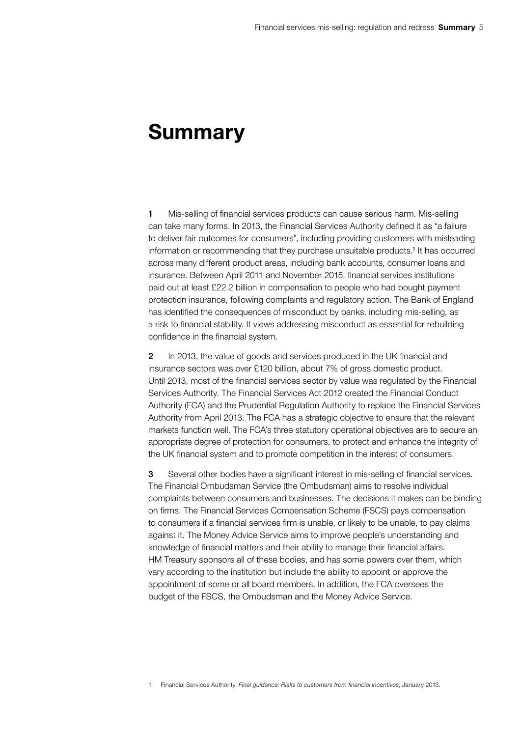# Summary

**1** Mis-selling of financial services products can cause serious harm. Mis-selling can take many forms. In 2013, the Financial Services Authority defined it as "a failure to deliver fair outcomes for consumers", including providing customers with misleading information or recommending that they purchase unsuitable products.[1] It has occurred across many different product areas, including bank accounts, consumer loans and insurance. Between April 2011 and November 2015, financial services institutions paid out at least £22.2 billion in compensation to people who had bought payment protection insurance, following complaints and regulatory action. The Bank of England has identified the consequences of misconduct by banks, including mis-selling, as a risk to financial stability. It views addressing misconduct as essential for rebuilding confidence in the financial system.

**2** In 2013, the value of goods and services produced in the UK financial and insurance sectors was over £120 billion, about 7% of gross domestic product. Until 2013, most of the financial services sector by value was regulated by the Financial Services Authority. The Financial Services Act 2012 created the Financial Conduct Authority (FCA) and the Prudential Regulation Authority to replace the Financial Services Authority from April 2013. The FCA has a strategic objective to ensure that the relevant markets function well. The FCA's three statutory operational objectives are to secure an appropriate degree of protection for consumers, to protect and enhance the integrity of the UK financial system and to promote competition in the interest of consumers.

**3** Several other bodies have a significant interest in mis-selling of financial services. The Financial Ombudsman Service (the Ombudsman) aims to resolve individual complaints between consumers and businesses. The decisions it makes can be binding on firms. The Financial Services Compensation Scheme (FSCS) pays compensation to consumers if a financial services firm is unable, or likely to be unable, to pay claims against it. The Money Advice Service aims to improve people's understanding and knowledge of financial matters and their ability to manage their financial affairs. HM Treasury sponsors all of these bodies, and has some powers over them, which vary according to the institution but include the ability to appoint or approve the appointment of some or all board members. In addition, the FCA oversees the budget of the FSCS, the Ombudsman and the Money Advice Service.

1 Financial Services Authority, *Final guidance: Risks to customers from financial incentives*, January 2013.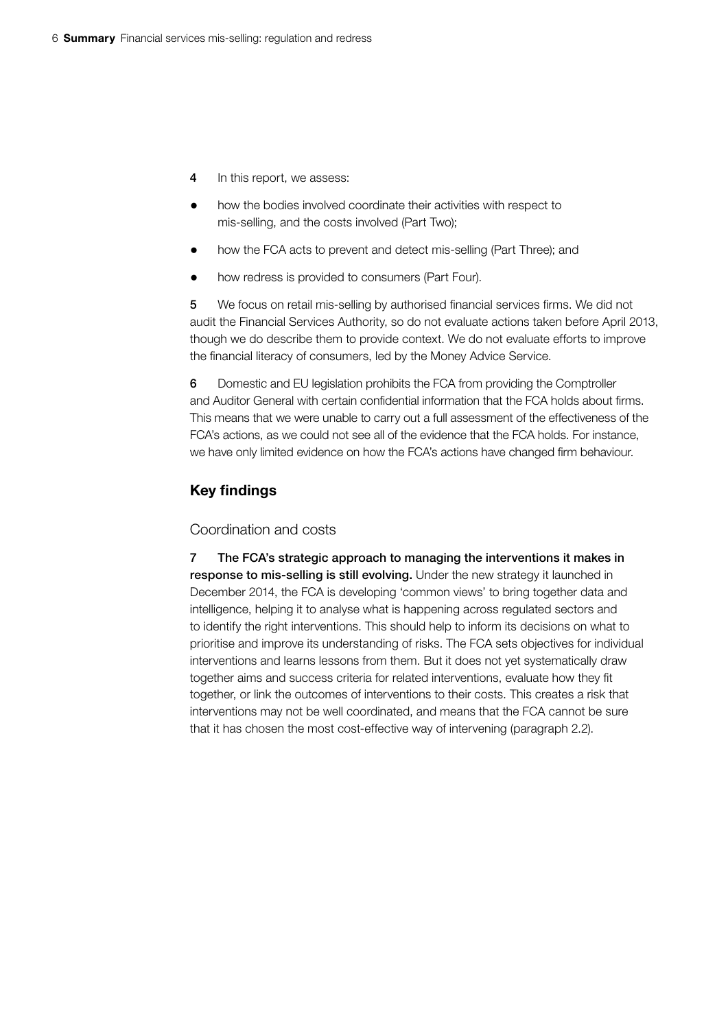4 In this report, we assess:

- how the bodies involved coordinate their activities with respect to mis-selling, and the costs involved (Part Two);
- how the FCA acts to prevent and detect mis-selling (Part Three); and
- how redress is provided to consumers (Part Four).

5 We focus on retail mis-selling by authorised financial services firms. We did not audit the Financial Services Authority, so do not evaluate actions taken before April 2013, though we do describe them to provide context. We do not evaluate efforts to improve the financial literacy of consumers, led by the Money Advice Service.

6 Domestic and EU legislation prohibits the FCA from providing the Comptroller and Auditor General with certain confidential information that the FCA holds about firms. This means that we were unable to carry out a full assessment of the effectiveness of the FCA's actions, as we could not see all of the evidence that the FCA holds. For instance, we have only limited evidence on how the FCA's actions have changed firm behaviour.

## Key findings

### Coordination and costs

7 **The FCA's strategic approach to managing the interventions it makes in response to mis-selling is still evolving.** Under the new strategy it launched in December 2014, the FCA is developing 'common views' to bring together data and intelligence, helping it to analyse what is happening across regulated sectors and to identify the right interventions. This should help to inform its decisions on what to prioritise and improve its understanding of risks. The FCA sets objectives for individual interventions and learns lessons from them. But it does not yet systematically draw together aims and success criteria for related interventions, evaluate how they fit together, or link the outcomes of interventions to their costs. This creates a risk that interventions may not be well coordinated, and means that the FCA cannot be sure that it has chosen the most cost-effective way of intervening (paragraph 2.2).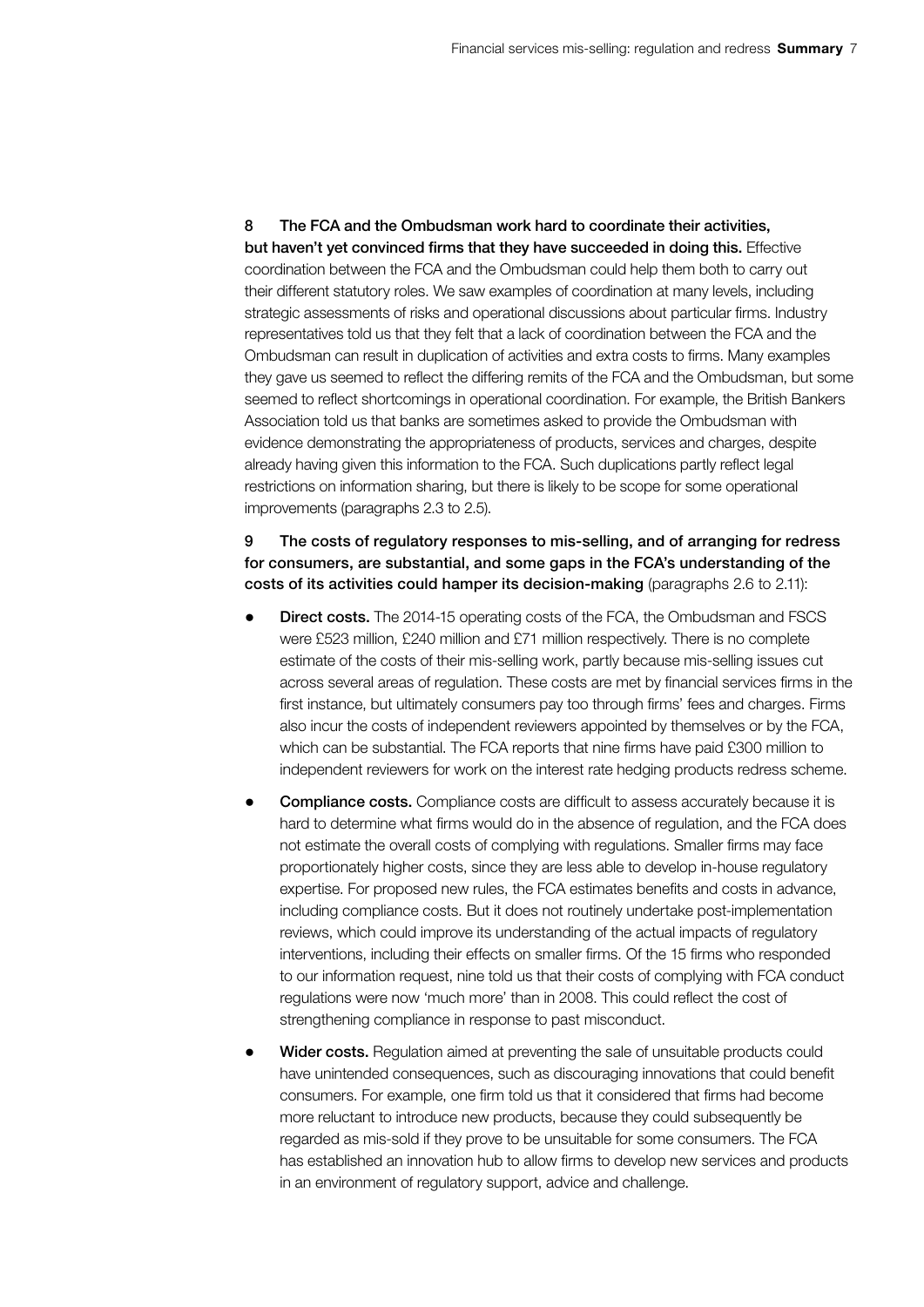8 **The FCA and the Ombudsman work hard to coordinate their activities, but haven't yet convinced firms that they have succeeded in doing this.** Effective coordination between the FCA and the Ombudsman could help them both to carry out their different statutory roles. We saw examples of coordination at many levels, including strategic assessments of risks and operational discussions about particular firms. Industry representatives told us that they felt that a lack of coordination between the FCA and the Ombudsman can result in duplication of activities and extra costs to firms. Many examples they gave us seemed to reflect the differing remits of the FCA and the Ombudsman, but some seemed to reflect shortcomings in operational coordination. For example, the British Bankers Association told us that banks are sometimes asked to provide the Ombudsman with evidence demonstrating the appropriateness of products, services and charges, despite already having given this information to the FCA. Such duplications partly reflect legal restrictions on information sharing, but there is likely to be scope for some operational improvements (paragraphs 2.3 to 2.5).

9 **The costs of regulatory responses to mis-selling, and of arranging for redress for consumers, are substantial, and some gaps in the FCA's understanding of the costs of its activities could hamper its decision-making** (paragraphs 2.6 to 2.11):

- **Direct costs.** The 2014-15 operating costs of the FCA, the Ombudsman and FSCS were £523 million, £240 million and £71 million respectively. There is no complete estimate of the costs of their mis-selling work, partly because mis-selling issues cut across several areas of regulation. These costs are met by financial services firms in the first instance, but ultimately consumers pay too through firms' fees and charges. Firms also incur the costs of independent reviewers appointed by themselves or by the FCA, which can be substantial. The FCA reports that nine firms have paid £300 million to independent reviewers for work on the interest rate hedging products redress scheme.
- **Compliance costs.** Compliance costs are difficult to assess accurately because it is hard to determine what firms would do in the absence of regulation, and the FCA does not estimate the overall costs of complying with regulations. Smaller firms may face proportionately higher costs, since they are less able to develop in-house regulatory expertise. For proposed new rules, the FCA estimates benefits and costs in advance, including compliance costs. But it does not routinely undertake post-implementation reviews, which could improve its understanding of the actual impacts of regulatory interventions, including their effects on smaller firms. Of the 15 firms who responded to our information request, nine told us that their costs of complying with FCA conduct regulations were now 'much more' than in 2008. This could reflect the cost of strengthening compliance in response to past misconduct.
- **Wider costs.** Regulation aimed at preventing the sale of unsuitable products could have unintended consequences, such as discouraging innovations that could benefit consumers. For example, one firm told us that it considered that firms had become more reluctant to introduce new products, because they could subsequently be regarded as mis-sold if they prove to be unsuitable for some consumers. The FCA has established an innovation hub to allow firms to develop new services and products in an environment of regulatory support, advice and challenge.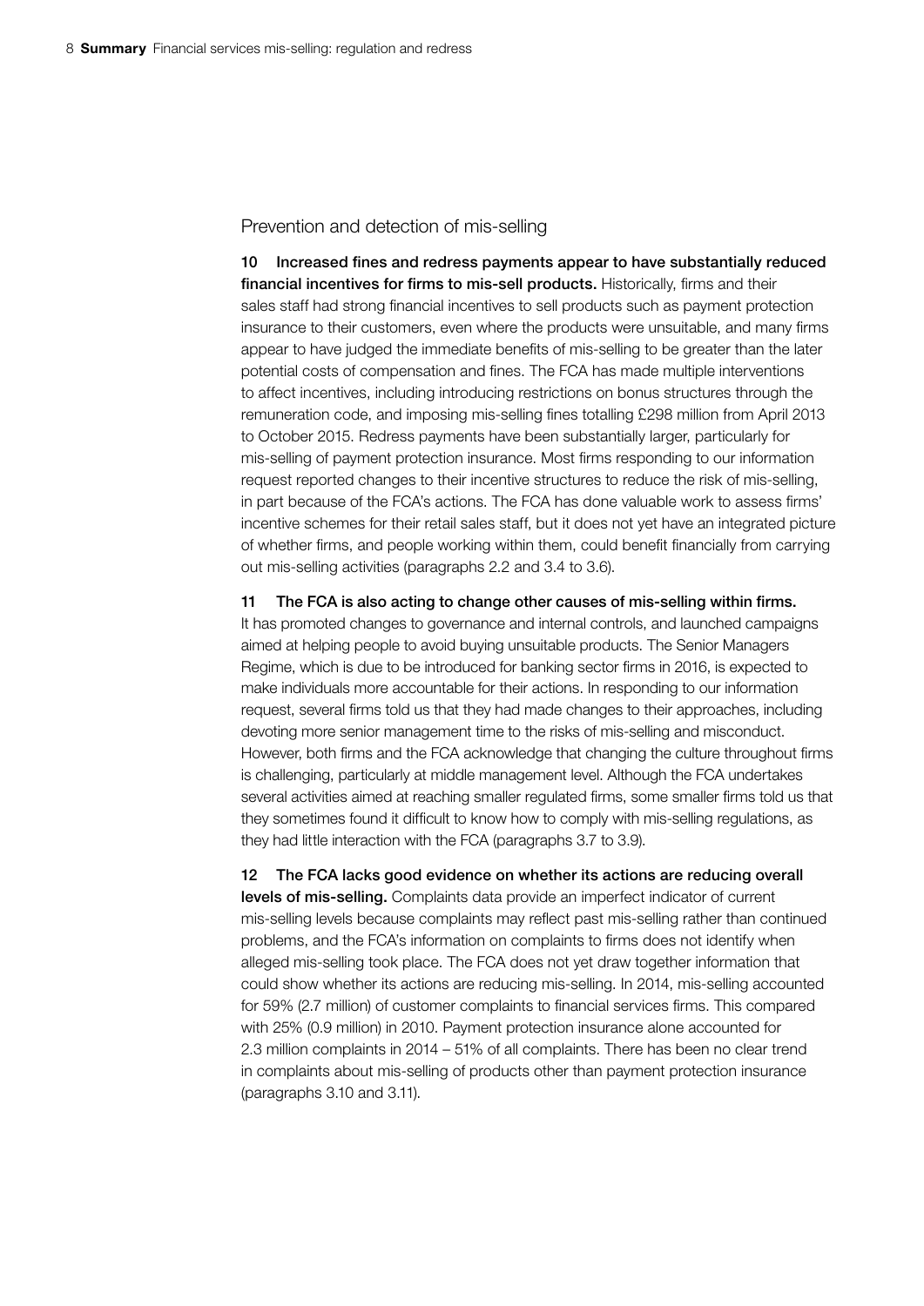## Prevention and detection of mis-selling

**10 Increased fines and redress payments appear to have substantially reduced financial incentives for firms to mis-sell products.** Historically, firms and their sales staff had strong financial incentives to sell products such as payment protection insurance to their customers, even where the products were unsuitable, and many firms appear to have judged the immediate benefits of mis-selling to be greater than the later potential costs of compensation and fines. The FCA has made multiple interventions to affect incentives, including introducing restrictions on bonus structures through the remuneration code, and imposing mis-selling fines totalling £298 million from April 2013 to October 2015. Redress payments have been substantially larger, particularly for mis-selling of payment protection insurance. Most firms responding to our information request reported changes to their incentive structures to reduce the risk of mis-selling, in part because of the FCA's actions. The FCA has done valuable work to assess firms' incentive schemes for their retail sales staff, but it does not yet have an integrated picture of whether firms, and people working within them, could benefit financially from carrying out mis-selling activities (paragraphs 2.2 and 3.4 to 3.6).

**11 The FCA is also acting to change other causes of mis-selling within firms.** It has promoted changes to governance and internal controls, and launched campaigns aimed at helping people to avoid buying unsuitable products. The Senior Managers Regime, which is due to be introduced for banking sector firms in 2016, is expected to make individuals more accountable for their actions. In responding to our information request, several firms told us that they had made changes to their approaches, including devoting more senior management time to the risks of mis-selling and misconduct. However, both firms and the FCA acknowledge that changing the culture throughout firms is challenging, particularly at middle management level. Although the FCA undertakes several activities aimed at reaching smaller regulated firms, some smaller firms told us that they sometimes found it difficult to know how to comply with mis-selling regulations, as they had little interaction with the FCA (paragraphs 3.7 to 3.9).

**12 The FCA lacks good evidence on whether its actions are reducing overall levels of mis-selling.** Complaints data provide an imperfect indicator of current mis-selling levels because complaints may reflect past mis-selling rather than continued problems, and the FCA's information on complaints to firms does not identify when alleged mis-selling took place. The FCA does not yet draw together information that could show whether its actions are reducing mis-selling. In 2014, mis-selling accounted for 59% (2.7 million) of customer complaints to financial services firms. This compared with 25% (0.9 million) in 2010. Payment protection insurance alone accounted for 2.3 million complaints in 2014 – 51% of all complaints. There has been no clear trend in complaints about mis-selling of products other than payment protection insurance (paragraphs 3.10 and 3.11).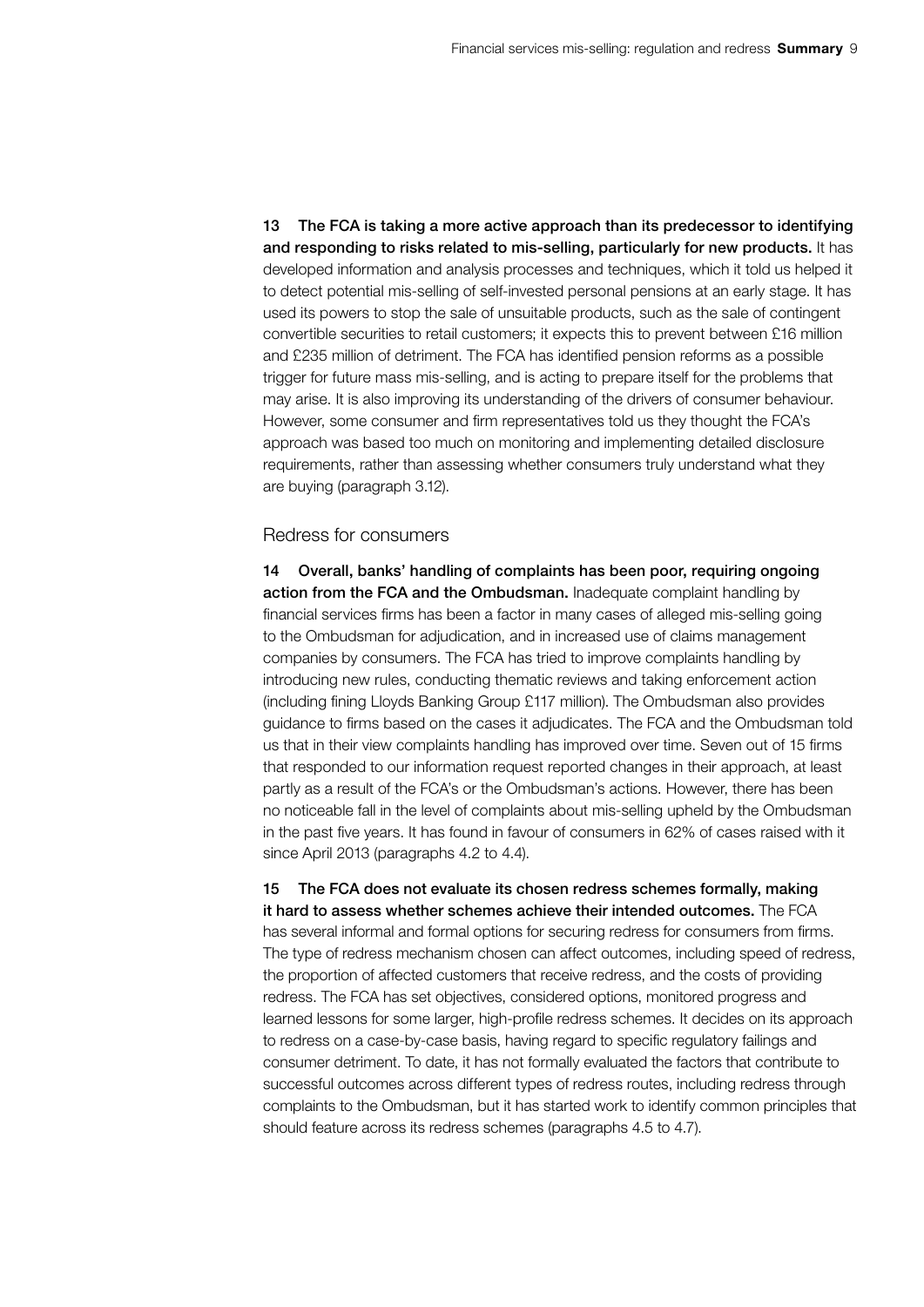**13 The FCA is taking a more active approach than its predecessor to identifying and responding to risks related to mis-selling, particularly for new products.** It has developed information and analysis processes and techniques, which it told us helped it to detect potential mis-selling of self-invested personal pensions at an early stage. It has used its powers to stop the sale of unsuitable products, such as the sale of contingent convertible securities to retail customers; it expects this to prevent between £16 million and £235 million of detriment. The FCA has identified pension reforms as a possible trigger for future mass mis-selling, and is acting to prepare itself for the problems that may arise. It is also improving its understanding of the drivers of consumer behaviour. However, some consumer and firm representatives told us they thought the FCA's approach was based too much on monitoring and implementing detailed disclosure requirements, rather than assessing whether consumers truly understand what they are buying (paragraph 3.12).

## Redress for consumers

**14 Overall, banks' handling of complaints has been poor, requiring ongoing action from the FCA and the Ombudsman.** Inadequate complaint handling by financial services firms has been a factor in many cases of alleged mis-selling going to the Ombudsman for adjudication, and in increased use of claims management companies by consumers. The FCA has tried to improve complaints handling by introducing new rules, conducting thematic reviews and taking enforcement action (including fining Lloyds Banking Group £117 million). The Ombudsman also provides guidance to firms based on the cases it adjudicates. The FCA and the Ombudsman told us that in their view complaints handling has improved over time. Seven out of 15 firms that responded to our information request reported changes in their approach, at least partly as a result of the FCA's or the Ombudsman's actions. However, there has been no noticeable fall in the level of complaints about mis-selling upheld by the Ombudsman in the past five years. It has found in favour of consumers in 62% of cases raised with it since April 2013 (paragraphs 4.2 to 4.4).

**15 The FCA does not evaluate its chosen redress schemes formally, making it hard to assess whether schemes achieve their intended outcomes.** The FCA has several informal and formal options for securing redress for consumers from firms. The type of redress mechanism chosen can affect outcomes, including speed of redress, the proportion of affected customers that receive redress, and the costs of providing redress. The FCA has set objectives, considered options, monitored progress and learned lessons for some larger, high-profile redress schemes. It decides on its approach to redress on a case-by-case basis, having regard to specific regulatory failings and consumer detriment. To date, it has not formally evaluated the factors that contribute to successful outcomes across different types of redress routes, including redress through complaints to the Ombudsman, but it has started work to identify common principles that should feature across its redress schemes (paragraphs 4.5 to 4.7).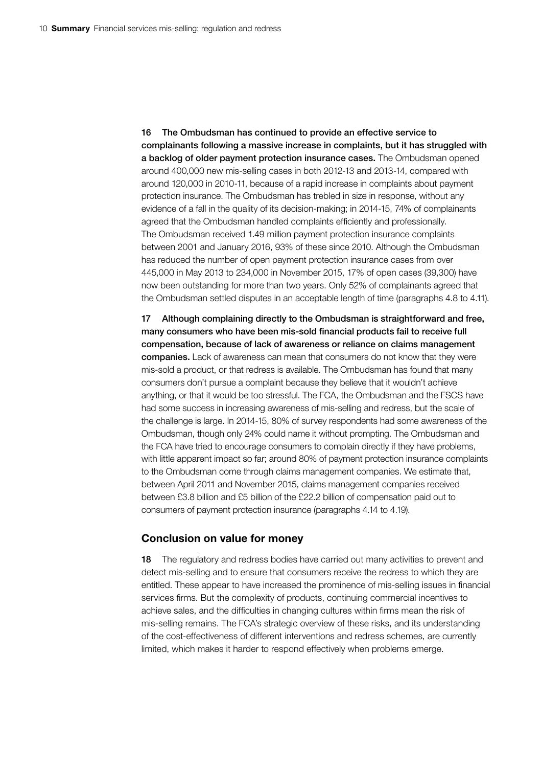**16 The Ombudsman has continued to provide an effective service to complainants following a massive increase in complaints, but it has struggled with a backlog of older payment protection insurance cases.** The Ombudsman opened around 400,000 new mis-selling cases in both 2012-13 and 2013-14, compared with around 120,000 in 2010-11, because of a rapid increase in complaints about payment protection insurance. The Ombudsman has trebled in size in response, without any evidence of a fall in the quality of its decision-making; in 2014-15, 74% of complainants agreed that the Ombudsman handled complaints efficiently and professionally. The Ombudsman received 1.49 million payment protection insurance complaints between 2001 and January 2016, 93% of these since 2010. Although the Ombudsman has reduced the number of open payment protection insurance cases from over 445,000 in May 2013 to 234,000 in November 2015, 17% of open cases (39,300) have now been outstanding for more than two years. Only 52% of complainants agreed that the Ombudsman settled disputes in an acceptable length of time (paragraphs 4.8 to 4.11).

**17 Although complaining directly to the Ombudsman is straightforward and free, many consumers who have been mis-sold financial products fail to receive full compensation, because of lack of awareness or reliance on claims management companies.** Lack of awareness can mean that consumers do not know that they were mis-sold a product, or that redress is available. The Ombudsman has found that many consumers don't pursue a complaint because they believe that it wouldn't achieve anything, or that it would be too stressful. The FCA, the Ombudsman and the FSCS have had some success in increasing awareness of mis-selling and redress, but the scale of the challenge is large. In 2014-15, 80% of survey respondents had some awareness of the Ombudsman, though only 24% could name it without prompting. The Ombudsman and the FCA have tried to encourage consumers to complain directly if they have problems, with little apparent impact so far; around 80% of payment protection insurance complaints to the Ombudsman come through claims management companies. We estimate that, between April 2011 and November 2015, claims management companies received between £3.8 billion and £5 billion of the £22.2 billion of compensation paid out to consumers of payment protection insurance (paragraphs 4.14 to 4.19).

## Conclusion on value for money

**18** The regulatory and redress bodies have carried out many activities to prevent and detect mis-selling and to ensure that consumers receive the redress to which they are entitled. These appear to have increased the prominence of mis-selling issues in financial services firms. But the complexity of products, continuing commercial incentives to achieve sales, and the difficulties in changing cultures within firms mean the risk of mis-selling remains. The FCA's strategic overview of these risks, and its understanding of the cost-effectiveness of different interventions and redress schemes, are currently limited, which makes it harder to respond effectively when problems emerge.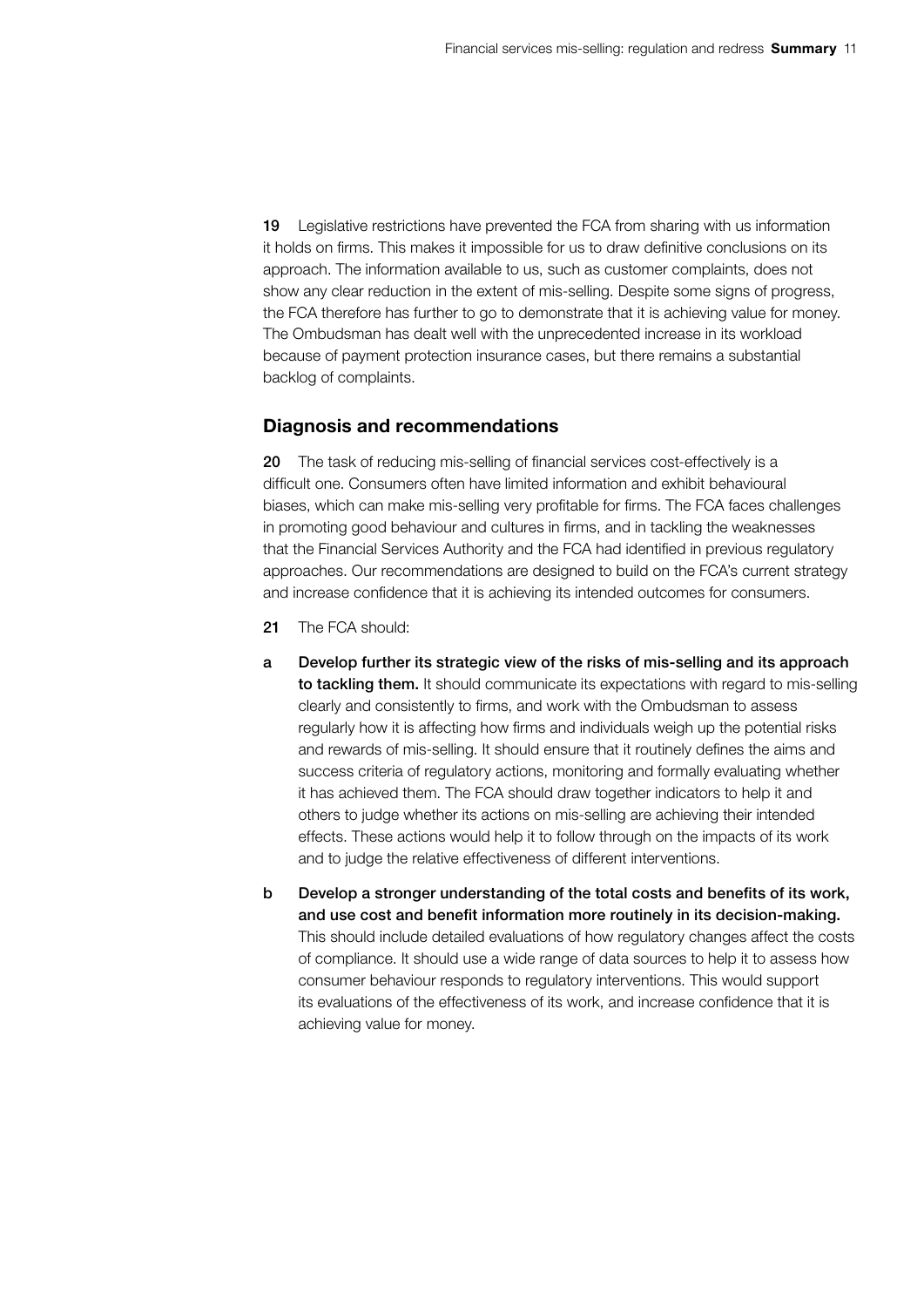**19** Legislative restrictions have prevented the FCA from sharing with us information it holds on firms. This makes it impossible for us to draw definitive conclusions on its approach. The information available to us, such as customer complaints, does not show any clear reduction in the extent of mis-selling. Despite some signs of progress, the FCA therefore has further to go to demonstrate that it is achieving value for money. The Ombudsman has dealt well with the unprecedented increase in its workload because of payment protection insurance cases, but there remains a substantial backlog of complaints.

## Diagnosis and recommendations

**20** The task of reducing mis-selling of financial services cost-effectively is a difficult one. Consumers often have limited information and exhibit behavioural biases, which can make mis-selling very profitable for firms. The FCA faces challenges in promoting good behaviour and cultures in firms, and in tackling the weaknesses that the Financial Services Authority and the FCA had identified in previous regulatory approaches. Our recommendations are designed to build on the FCA's current strategy and increase confidence that it is achieving its intended outcomes for consumers.

**21** The FCA should:

**a** **Develop further its strategic view of the risks of mis-selling and its approach to tackling them.** It should communicate its expectations with regard to mis-selling clearly and consistently to firms, and work with the Ombudsman to assess regularly how it is affecting how firms and individuals weigh up the potential risks and rewards of mis-selling. It should ensure that it routinely defines the aims and success criteria of regulatory actions, monitoring and formally evaluating whether it has achieved them. The FCA should draw together indicators to help it and others to judge whether its actions on mis-selling are achieving their intended effects. These actions would help it to follow through on the impacts of its work and to judge the relative effectiveness of different interventions.

**b** **Develop a stronger understanding of the total costs and benefits of its work, and use cost and benefit information more routinely in its decision-making.** This should include detailed evaluations of how regulatory changes affect the costs of compliance. It should use a wide range of data sources to help it to assess how consumer behaviour responds to regulatory interventions. This would support its evaluations of the effectiveness of its work, and increase confidence that it is achieving value for money.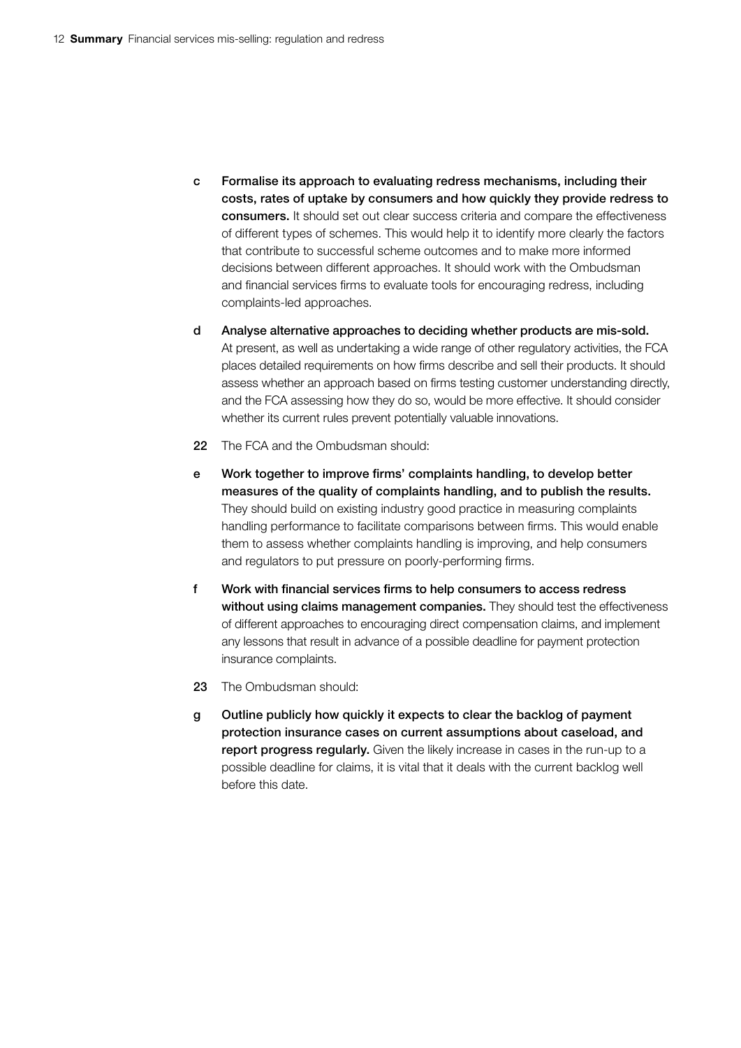c **Formalise its approach to evaluating redress mechanisms, including their costs, rates of uptake by consumers and how quickly they provide redress to consumers.** It should set out clear success criteria and compare the effectiveness of different types of schemes. This would help it to identify more clearly the factors that contribute to successful scheme outcomes and to make more informed decisions between different approaches. It should work with the Ombudsman and financial services firms to evaluate tools for encouraging redress, including complaints-led approaches.

d **Analyse alternative approaches to deciding whether products are mis-sold.** At present, as well as undertaking a wide range of other regulatory activities, the FCA places detailed requirements on how firms describe and sell their products. It should assess whether an approach based on firms testing customer understanding directly, and the FCA assessing how they do so, would be more effective. It should consider whether its current rules prevent potentially valuable innovations.

**22** The FCA and the Ombudsman should:

e **Work together to improve firms' complaints handling, to develop better measures of the quality of complaints handling, and to publish the results.** They should build on existing industry good practice in measuring complaints handling performance to facilitate comparisons between firms. This would enable them to assess whether complaints handling is improving, and help consumers and regulators to put pressure on poorly-performing firms.

f **Work with financial services firms to help consumers to access redress without using claims management companies.** They should test the effectiveness of different approaches to encouraging direct compensation claims, and implement any lessons that result in advance of a possible deadline for payment protection insurance complaints.

**23** The Ombudsman should:

g **Outline publicly how quickly it expects to clear the backlog of payment protection insurance cases on current assumptions about caseload, and report progress regularly.** Given the likely increase in cases in the run-up to a possible deadline for claims, it is vital that it deals with the current backlog well before this date.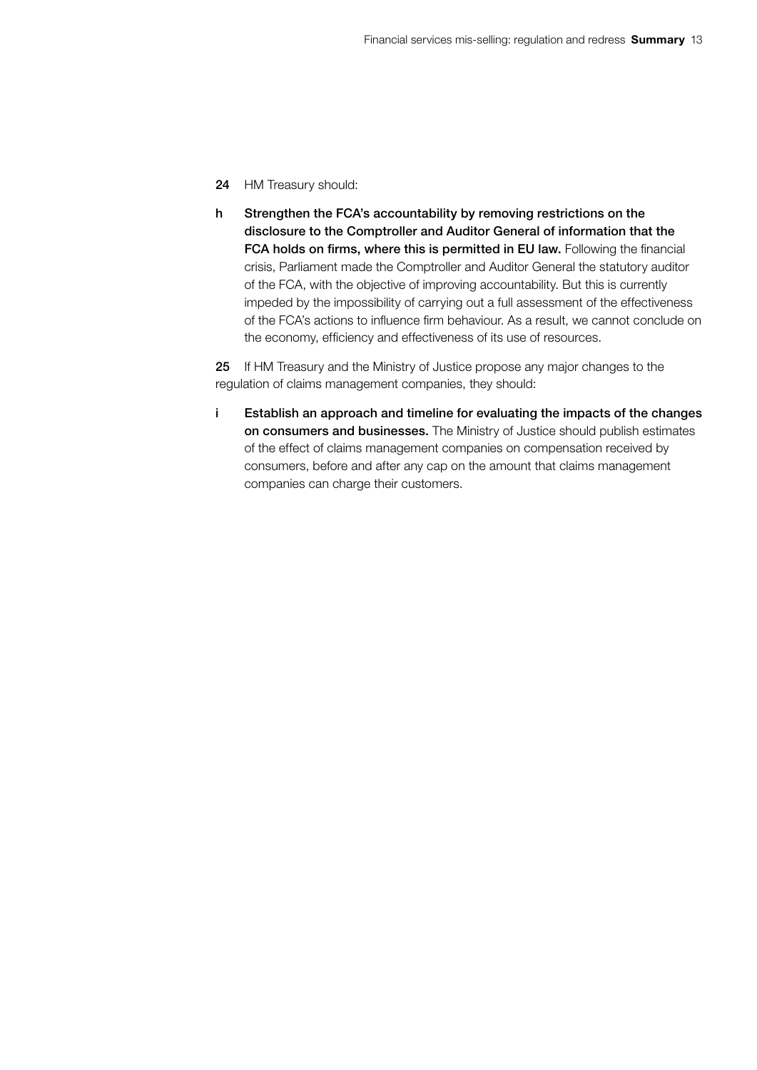**24** HM Treasury should:

**h Strengthen the FCA's accountability by removing restrictions on the disclosure to the Comptroller and Auditor General of information that the FCA holds on firms, where this is permitted in EU law.** Following the financial crisis, Parliament made the Comptroller and Auditor General the statutory auditor of the FCA, with the objective of improving accountability. But this is currently impeded by the impossibility of carrying out a full assessment of the effectiveness of the FCA's actions to influence firm behaviour. As a result, we cannot conclude on the economy, efficiency and effectiveness of its use of resources.

**25** If HM Treasury and the Ministry of Justice propose any major changes to the regulation of claims management companies, they should:

**i Establish an approach and timeline for evaluating the impacts of the changes on consumers and businesses.** The Ministry of Justice should publish estimates of the effect of claims management companies on compensation received by consumers, before and after any cap on the amount that claims management companies can charge their customers.